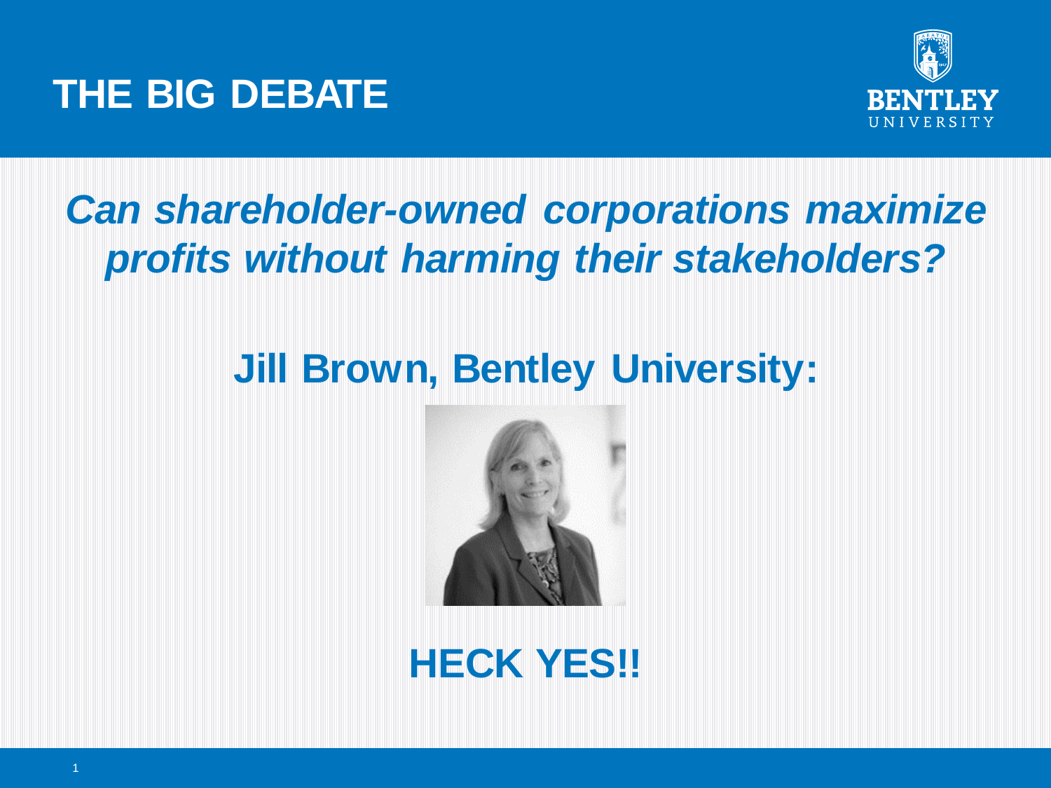# THE BIG DEBATE

BENTLEY UNIVERSITY

## *Can shareholder-owned corporations maximize profits without harming their stakeholders?*

**Jill Brown, Bentley University:**

**HECK YES!!**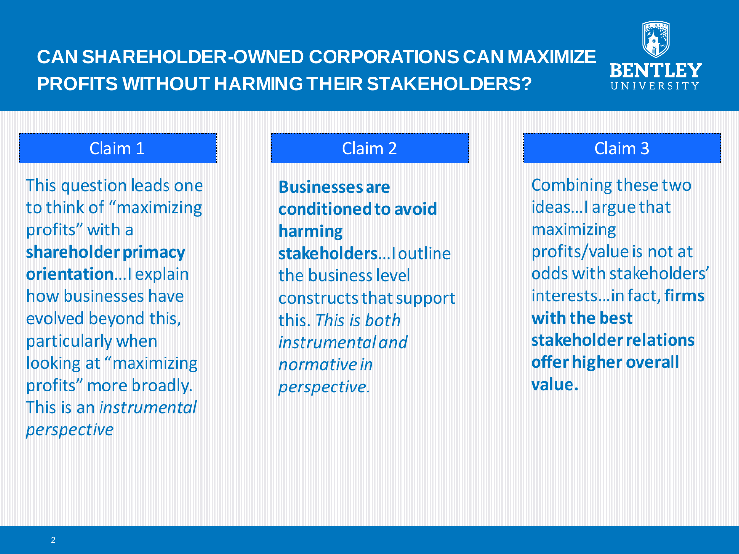# CAN SHAREHOLDER-OWNED CORPORATIONS CAN MAXIMIZE PROFITS WITHOUT HARMING THEIR STAKEHOLDERS?

## Claim 1

This question leads one to think of "maximizing profits" with a **shareholder primacy orientation**…I explain how businesses have evolved beyond this, particularly when looking at "maximizing profits" more broadly. This is an *instrumental perspective*

## Claim 2

**Businesses are conditioned to avoid harming stakeholders**…I outline the business level constructs that support this. *This is both instrumental and normative in perspective.*

## Claim 3

Combining these two ideas…I argue that maximizing profits/value is not at odds with stakeholders' interests…in fact, **firms with the best stakeholder relations offer higher overall value.**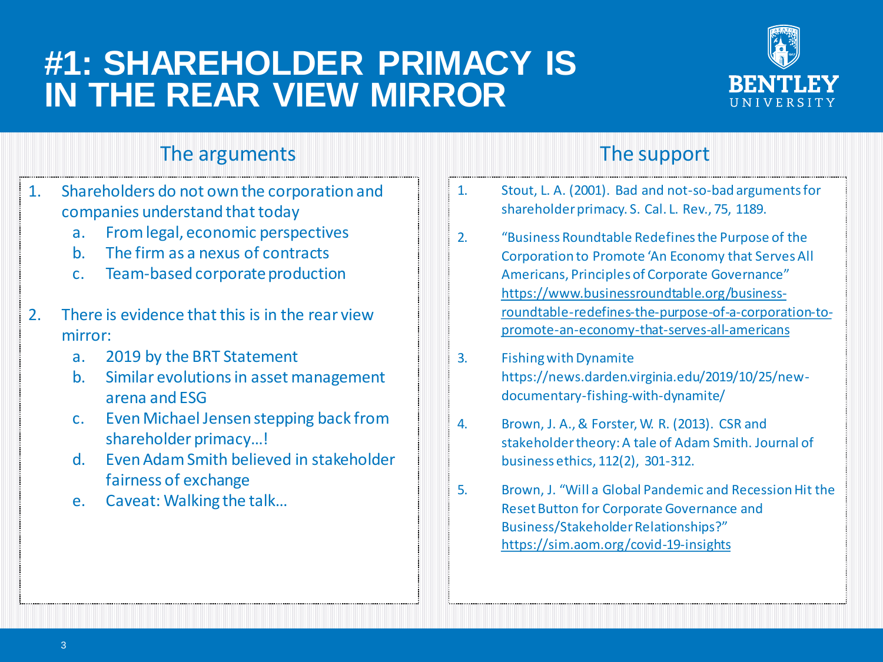# #1: SHAREHOLDER PRIMACY IS IN THE REAR VIEW MIRROR

## The arguments

1. Shareholders do not own the corporation and companies understand that today
   a. From legal, economic perspectives
   b. The firm as a nexus of contracts
   c. Team-based corporate production

2. There is evidence that this is in the rear view mirror:
   a. 2019 by the BRT Statement
   b. Similar evolutions in asset management arena and ESG
   c. Even Michael Jensen stepping back from shareholder primacy…!
   d. Even Adam Smith believed in stakeholder fairness of exchange
   e. Caveat: Walking the talk…

## The support

1. Stout, L. A. (2001). Bad and not-so-bad arguments for shareholder primacy. S. Cal. L. Rev., 75, 1189.
2. "Business Roundtable Redefines the Purpose of the Corporation to Promote 'An Economy that Serves All Americans, Principles of Corporate Governance" https://www.businessroundtable.org/business-roundtable-redefines-the-purpose-of-a-corporation-to-promote-an-economy-that-serves-all-americans
3. Fishing with Dynamite https://news.darden.virginia.edu/2019/10/25/new-documentary-fishing-with-dynamite/
4. Brown, J. A., & Forster, W. R. (2013). CSR and stakeholder theory: A tale of Adam Smith. Journal of business ethics, 112(2), 301-312.
5. Brown, J. "Will a Global Pandemic and Recession Hit the Reset Button for Corporate Governance and Business/Stakeholder Relationships?" https://sim.aom.org/covid-19-insights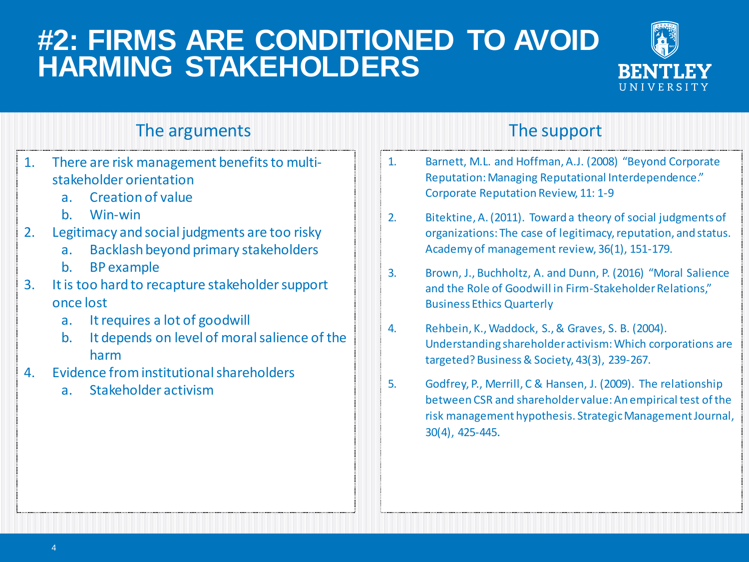# #2: FIRMS ARE CONDITIONED TO AVOID HARMING STAKEHOLDERS

## The arguments

1. There are risk management benefits to multi-stakeholder orientation
   a. Creation of value
   b. Win-win
2. Legitimacy and social judgments are too risky
   a. Backlash beyond primary stakeholders
   b. BP example
3. It is too hard to recapture stakeholder support once lost
   a. It requires a lot of goodwill
   b. It depends on level of moral salience of the harm
4. Evidence from institutional shareholders
   a. Stakeholder activism

## The support

1. Barnett, M.L. and Hoffman, A.J. (2008) "Beyond Corporate Reputation: Managing Reputational Interdependence." Corporate Reputation Review, 11: 1-9
2. Bitektine, A. (2011). Toward a theory of social judgments of organizations: The case of legitimacy, reputation, and status. Academy of management review, 36(1), 151-179.
3. Brown, J., Buchholtz, A. and Dunn, P. (2016) "Moral Salience and the Role of Goodwill in Firm-Stakeholder Relations," Business Ethics Quarterly
4. Rehbein, K., Waddock, S., & Graves, S. B. (2004). Understanding shareholder activism: Which corporations are targeted? Business & Society, 43(3), 239-267.
5. Godfrey, P., Merrill, C & Hansen, J. (2009). The relationship between CSR and shareholder value: An empirical test of the risk management hypothesis. Strategic Management Journal, 30(4), 425-445.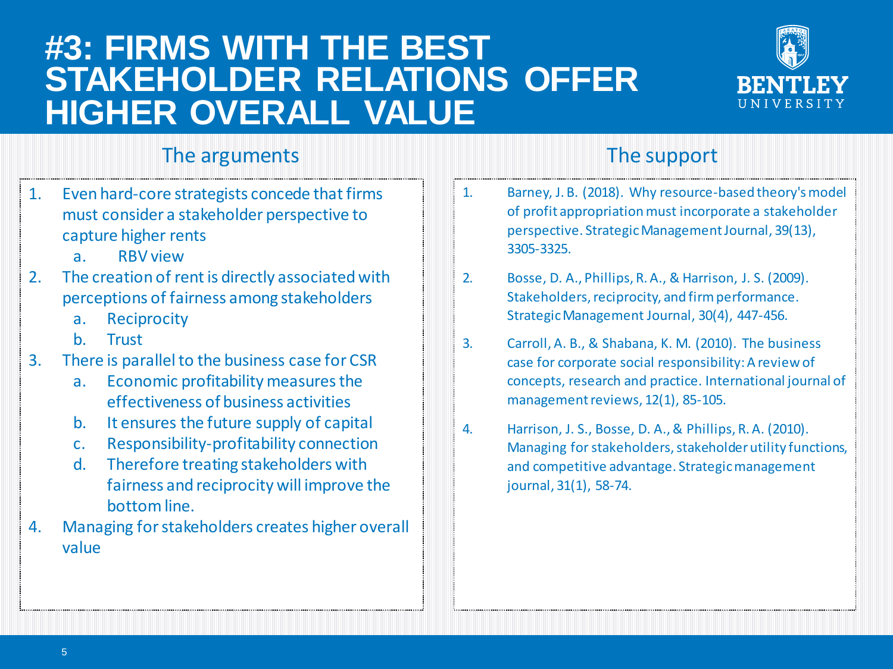# #3: FIRMS WITH THE BEST STAKEHOLDER RELATIONS OFFER HIGHER OVERALL VALUE

## The arguments

1. Even hard-core strategists concede that firms must consider a stakeholder perspective to capture higher rents
   a. RBV view
2. The creation of rent is directly associated with perceptions of fairness among stakeholders
   a. Reciprocity
   b. Trust
3. There is parallel to the business case for CSR
   a. Economic profitability measures the effectiveness of business activities
   b. It ensures the future supply of capital
   c. Responsibility-profitability connection
   d. Therefore treating stakeholders with fairness and reciprocity will improve the bottom line.
4. Managing for stakeholders creates higher overall value

## The support

1. Barney, J. B. (2018). Why resource-based theory's model of profit appropriation must incorporate a stakeholder perspective. Strategic Management Journal, 39(13), 3305-3325.
2. Bosse, D. A., Phillips, R. A., & Harrison, J. S. (2009). Stakeholders, reciprocity, and firm performance. Strategic Management Journal, 30(4), 447-456.
3. Carroll, A. B., & Shabana, K. M. (2010). The business case for corporate social responsibility: A review of concepts, research and practice. International journal of management reviews, 12(1), 85-105.
4. Harrison, J. S., Bosse, D. A., & Phillips, R. A. (2010). Managing for stakeholders, stakeholder utility functions, and competitive advantage. Strategic management journal, 31(1), 58-74.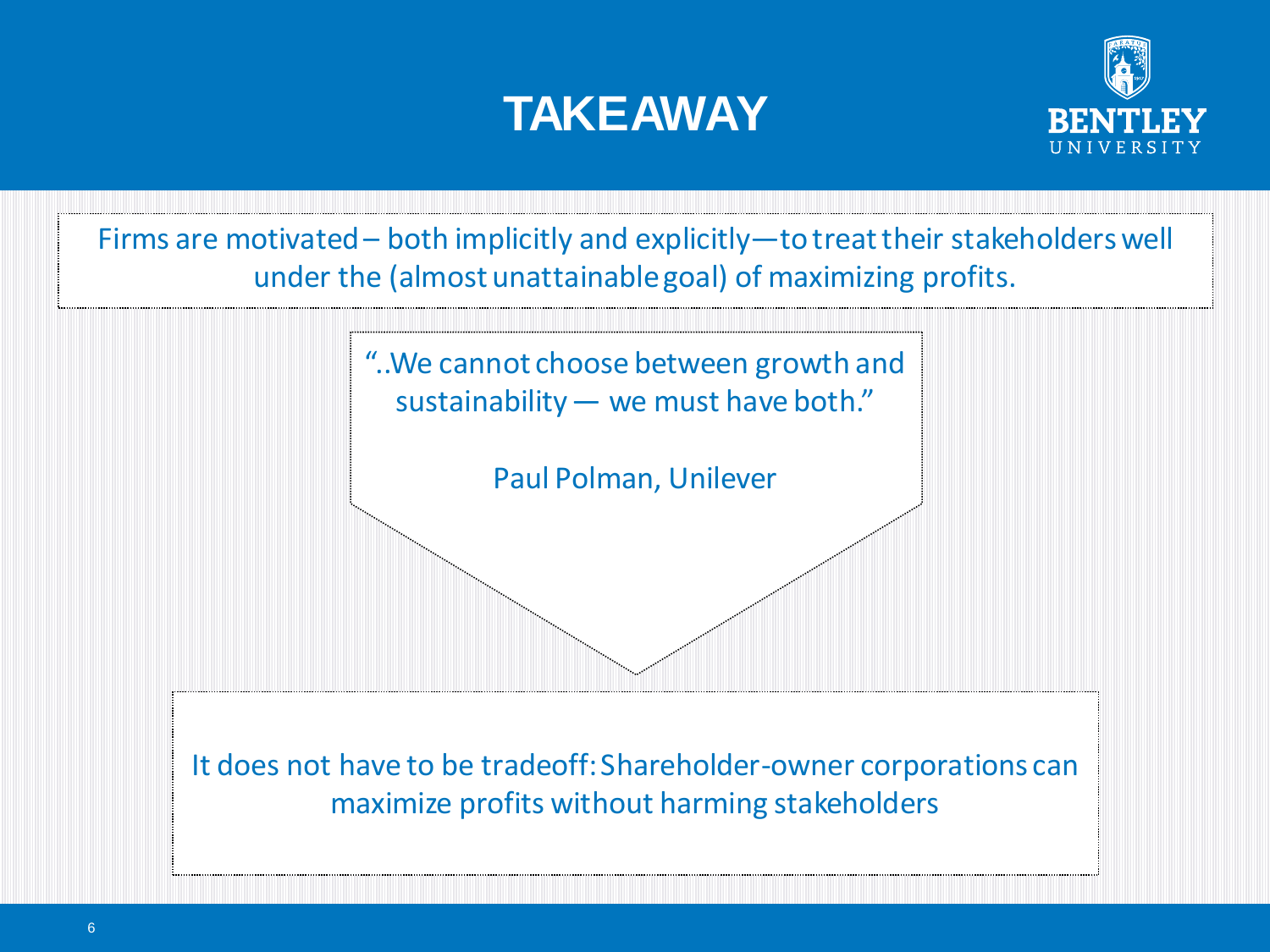# TAKEAWAY

Firms are motivated – both implicitly and explicitly—to treat their stakeholders well under the (almost unattainable goal) of maximizing profits.

"..We cannot choose between growth and sustainability — we must have both."

Paul Polman, Unilever

It does not have to be tradeoff: Shareholder-owner corporations can maximize profits without harming stakeholders